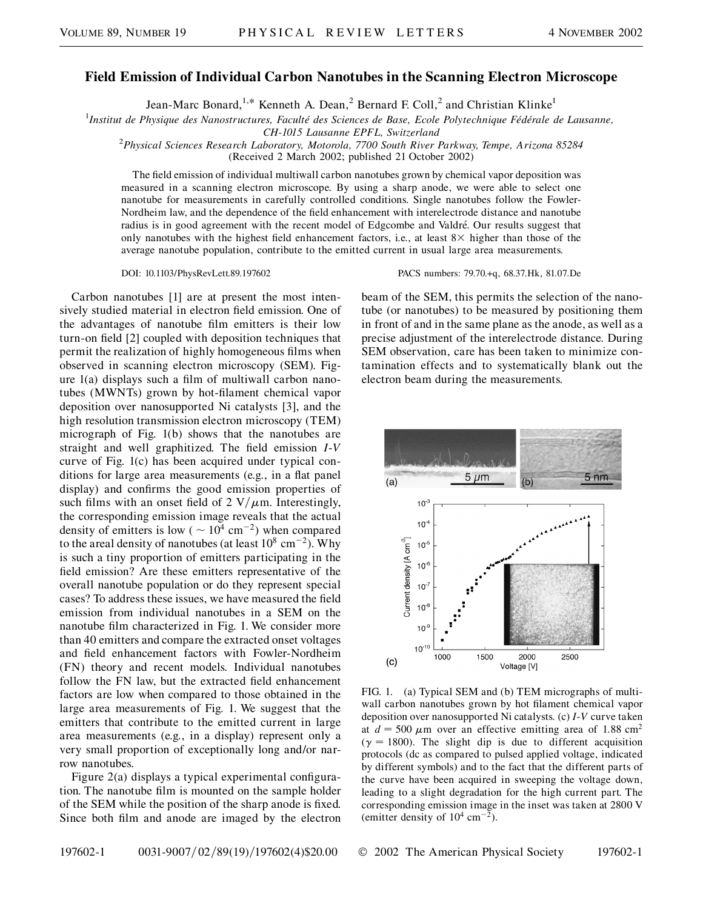# Field Emission of Individual Carbon Nanotubes in the Scanning Electron Microscope

Jean-Marc Bonard,[1,*] Kenneth A. Dean,[2] Bernard F. Coll,[2] and Christian Klinke[1]

[1]*Institut de Physique des Nanostructures, Faculté des Sciences de Base, Ecole Polytechnique Fédérale de Lausanne, CH-1015 Lausanne EPFL, Switzerland*

[2]*Physical Sciences Research Laboratory, Motorola, 7700 South River Parkway, Tempe, Arizona 85284*

(Received 2 March 2002; published 21 October 2002)

The field emission of individual multiwall carbon nanotubes grown by chemical vapor deposition was measured in a scanning electron microscope. By using a sharp anode, we were able to select one nanotube for measurements in carefully controlled conditions. Single nanotubes follow the Fowler-Nordheim law, and the dependence of the field enhancement with interelectrode distance and nanotube radius is in good agreement with the recent model of Edgcombe and Valdré. Our results suggest that only nanotubes with the highest field enhancement factors, i.e., at least 8× higher than those of the average nanotube population, contribute to the emitted current in usual large area measurements.

DOI: 10.1103/PhysRevLett.89.197602 PACS numbers: 79.70.+q, 68.37.Hk, 81.07.De

Carbon nanotubes [1] are at present the most intensively studied material in electron field emission. One of the advantages of nanotube film emitters is their low turn-on field [2] coupled with deposition techniques that permit the realization of highly homogeneous films when observed in scanning electron microscopy (SEM). Figure 1(a) displays such a film of multiwall carbon nanotubes (MWNTs) grown by hot-filament chemical vapor deposition over nanosupported Ni catalysts [3], and the high resolution transmission electron microscopy (TEM) micrograph of Fig. 1(b) shows that the nanotubes are straight and well graphitized. The field emission *I-V* curve of Fig. 1(c) has been acquired under typical conditions for large area measurements (e.g., in a flat panel display) and confirms the good emission properties of such films with an onset field of 2 V/$\mu$m. Interestingly, the corresponding emission image reveals that the actual density of emitters is low ($\sim 10^4$ cm$^{-2}$) when compared to the areal density of nanotubes (at least $10^8$ cm$^{-2}$). Why is such a tiny proportion of emitters participating in the field emission? Are these emitters representative of the overall nanotube population or do they represent special cases? To address these issues, we have measured the field emission from individual nanotubes in a SEM on the nanotube film characterized in Fig. 1. We consider more than 40 emitters and compare the extracted onset voltages and field enhancement factors with Fowler-Nordheim (FN) theory and recent models. Individual nanotubes follow the FN law, but the extracted field enhancement factors are low when compared to those obtained in the large area measurements of Fig. 1. We suggest that the emitters that contribute to the emitted current in large area measurements (e.g., in a display) represent only a very small proportion of exceptionally long and/or narrow nanotubes.

Figure 2(a) displays a typical experimental configuration. The nanotube film is mounted on the sample holder of the SEM while the position of the sharp anode is fixed. Since both film and anode are imaged by the electron beam of the SEM, this permits the selection of the nanotube (or nanotubes) to be measured by positioning them in front of and in the same plane as the anode, as well as a precise adjustment of the interelectrode distance. During SEM observation, care has been taken to minimize contamination effects and to systematically blank out the electron beam during the measurements.

FIG. 1. (a) Typical SEM and (b) TEM micrographs of multiwall carbon nanotubes grown by hot filament chemical vapor deposition over nanosupported Ni catalysts. (c) *I-V* curve taken at $d = 500$ $\mu$m over an effective emitting area of 1.88 cm$^2$ ($\gamma = 1800$). The slight dip is due to different acquisition protocols (dc as compared to pulsed applied voltage, indicated by different symbols) and to the fact that the different parts of the curve have been acquired in sweeping the voltage down, leading to a slight degradation for the high current part. The corresponding emission image in the inset was taken at 2800 V (emitter density of $10^4$ cm$^{-2}$).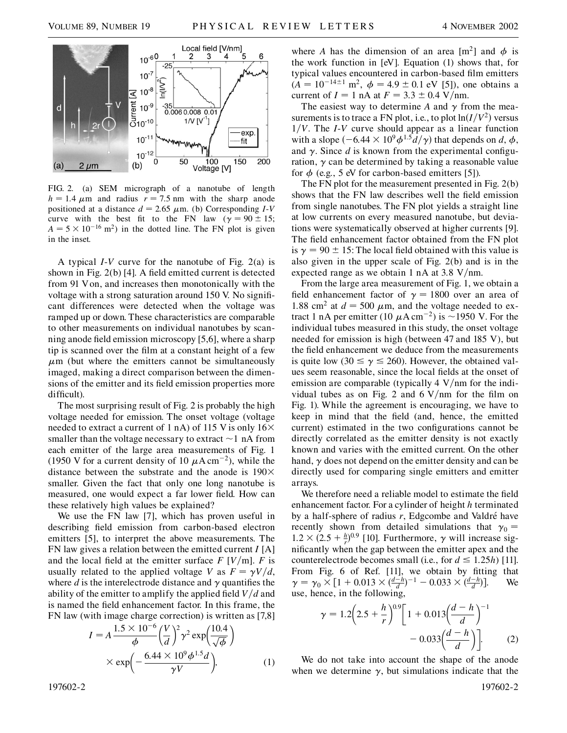FIG. 2. (a) SEM micrograph of a nanotube of length $h = 1.4$ $\mu$m and radius $r = 7.5$ nm with the sharp anode positioned at a distance $d = 2.65$ $\mu$m. (b) Corresponding *I-V* curve with the best fit to the FN law ($\gamma = 90 \pm 15$; $A = 5 \times 10^{-16}$ m$^2$) in the dotted line. The FN plot is given in the inset.

A typical *I-V* curve for the nanotube of Fig. 2(a) is shown in Fig. 2(b) [4]. A field emitted current is detected from 91 V on, and increases then monotonically with the voltage with a strong saturation around 150 V. No significant differences were detected when the voltage was ramped up or down. These characteristics are comparable to other measurements on individual nanotubes by scanning anode field emission microscopy [5,6], where a sharp tip is scanned over the film at a constant height of a few $\mu$m (but where the emitters cannot be simultaneously imaged, making a direct comparison between the dimensions of the emitter and its field emission properties more difficult).

The most surprising result of Fig. 2 is probably the high voltage needed for emission. The onset voltage (voltage needed to extract a current of 1 nA) of 115 V is only 16× smaller than the voltage necessary to extract ~1 nA from each emitter of the large area measurements of Fig. 1 (1950 V for a current density of 10 $\mu$A cm$^{-2}$), while the distance between the substrate and the anode is 190× smaller. Given the fact that only one long nanotube is measured, one would expect a far lower field. How can these relatively high values be explained?

We use the FN law [7], which has proven useful in describing field emission from carbon-based electron emitters [5], to interpret the above measurements. The FN law gives a relation between the emitted current $I$ [A] and the local field at the emitter surface $F$ [V/m]. $F$ is usually related to the applied voltage $V$ as $F = \gamma V/d$, where $d$ is the interelectrode distance and $\gamma$ quantifies the ability of the emitter to amplify the applied field $V/d$ and is named the field enhancement factor. In this frame, the FN law (with image charge correction) is written as [7,8]

$$I = A\frac{1.5 \times 10^{-6}}{\phi}\left(\frac{V}{d}\right)^2 \gamma^2 \exp\left(\frac{10.4}{\sqrt{\phi}}\right) \times \exp\left(-\frac{6.44 \times 10^9 \phi^{1.5} d}{\gamma V}\right), \tag{1}$$

where $A$ has the dimension of an area [m$^2$] and $\phi$ is the work function in [eV]. Equation (1) shows that, for typical values encountered in carbon-based film emitters ($A = 10^{-14\pm1}$ m$^2$, $\phi = 4.9 \pm 0.1$ eV [5]), one obtains a current of $I = 1$ nA at $F = 3.3 \pm 0.4$ V/nm.

The easiest way to determine $A$ and $\gamma$ from the measurements is to trace a FN plot, i.e., to plot $\ln(I/V^2)$ versus $1/V$. The *I-V* curve should appear as a linear function with a slope ($-6.44 \times 10^9 \phi^{1.5} d/\gamma$) that depends on $d$, $\phi$, and $\gamma$. Since $d$ is known from the experimental configuration, $\gamma$ can be determined by taking a reasonable value for $\phi$ (e.g., 5 eV for carbon-based emitters [5]).

The FN plot for the measurement presented in Fig. 2(b) shows that the FN law describes well the field emission from single nanotubes. The FN plot yields a straight line at low currents on every measured nanotube, but deviations were systematically observed at higher currents [9]. The field enhancement factor obtained from the FN plot is $\gamma = 90 \pm 15$: The local field obtained with this value is also given in the upper scale of Fig. 2(b) and is in the expected range as we obtain 1 nA at 3.8 V/nm.

From the large area measurement of Fig. 1, we obtain a field enhancement factor of $\gamma = 1800$ over an area of 1.88 cm$^2$ at $d = 500$ $\mu$m, and the voltage needed to extract 1 nA per emitter (10 $\mu$A cm$^{-2}$) is ~1950 V. For the individual tubes measured in this study, the onset voltage needed for emission is high (between 47 and 185 V), but the field enhancement we deduce from the measurements is quite low ($30 \leq \gamma \leq 260$). However, the obtained values seem reasonable, since the local fields at the onset of emission are comparable (typically 4 V/nm for the individual tubes as on Fig. 2 and 6 V/nm for the film on Fig. 1). While the agreement is encouraging, we have to keep in mind that the field (and, hence, the emitted current) estimated in the two configurations cannot be directly correlated as the emitter density is not exactly known and varies with the emitted current. On the other hand, $\gamma$ does not depend on the emitter density and can be directly used for comparing single emitters and emitter arrays.

We therefore need a reliable model to estimate the field enhancement factor. For a cylinder of height $h$ terminated by a half-sphere of radius $r$, Edgcombe and Valdré have recently shown from detailed simulations that $\gamma_0 = 1.2 \times (2.5 + \frac{h}{r})^{0.9}$ [10]. Furthermore, $\gamma$ will increase significantly when the gap between the emitter apex and the counterelectrode becomes small (i.e., for $d \lesssim 1.25h$) [11]. From Fig. 6 of Ref. [11], we obtain by fitting that $\gamma = \gamma_0 \times [1 + 0.013 \times (\frac{d-h}{d})^{-1} - 0.033 \times (\frac{d-h}{d})]$. We use, hence, in the following,

$$\gamma = 1.2\left(2.5 + \frac{h}{r}\right)^{0.9}\left[1 + 0.013\left(\frac{d-h}{d}\right)^{-1} - 0.033\left(\frac{d-h}{d}\right)\right]. \tag{2}$$

We do not take into account the shape of the anode when we determine $\gamma$, but simulations indicate that the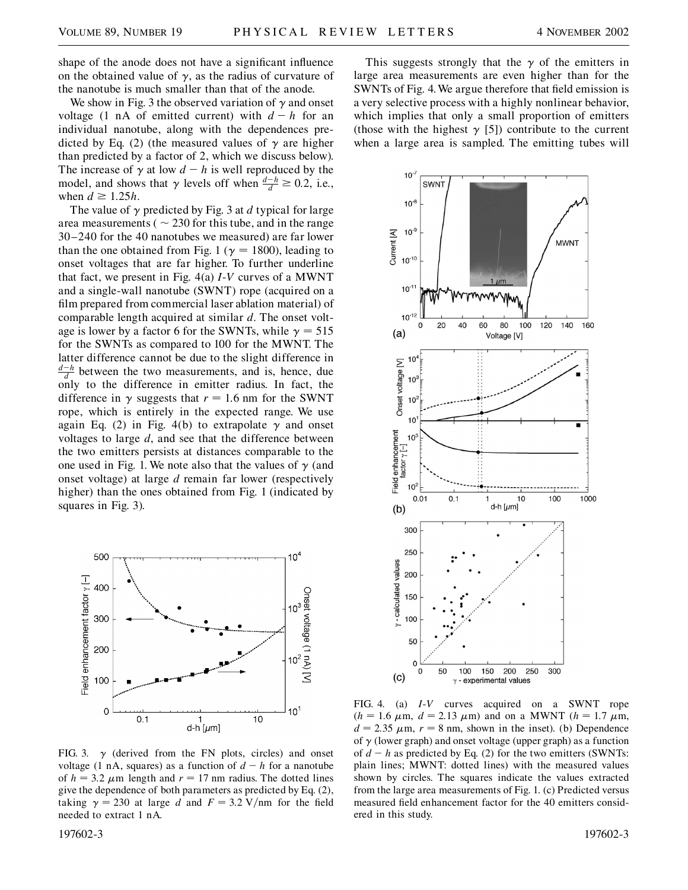shape of the anode does not have a significant influence on the obtained value of $\gamma$, as the radius of curvature of the nanotube is much smaller than that of the anode.

We show in Fig. 3 the observed variation of $\gamma$ and onset voltage (1 nA of emitted current) with $d - h$ for an individual nanotube, along with the dependences predicted by Eq. (2) (the measured values of $\gamma$ are higher than predicted by a factor of 2, which we discuss below). The increase of $\gamma$ at low $d - h$ is well reproduced by the model, and shows that $\gamma$ levels off when $\frac{d-h}{d} \geq 0.2$, i.e., when $d \gtrsim 1.25h$.

The value of $\gamma$ predicted by Fig. 3 at $d$ typical for large area measurements ( $\sim 230$ for this tube, and in the range 30–240 for the 40 nanotubes we measured) are far lower than the one obtained from Fig. 1 ($\gamma = 1800$), leading to onset voltages that are far higher. To further underline that fact, we present in Fig. 4(a) *I-V* curves of a MWNT and a single-wall nanotube (SWNT) rope (acquired on a film prepared from commercial laser ablation material) of comparable length acquired at similar $d$. The onset voltage is lower by a factor 6 for the SWNTs, while $\gamma = 515$ for the SWNTs as compared to 100 for the MWNT. The latter difference cannot be due to the slight difference in $\frac{d-h}{d}$ between the two measurements, and is, hence, due only to the difference in emitter radius. In fact, the difference in $\gamma$ suggests that $r = 1.6$ nm for the SWNT rope, which is entirely in the expected range. We use again Eq. (2) in Fig. 4(b) to extrapolate $\gamma$ and onset voltages to large $d$, and see that the difference between the two emitters persists at distances comparable to the one used in Fig. 1. We note also that the values of $\gamma$ (and onset voltage) at large $d$ remain far lower (respectively higher) than the ones obtained from Fig. 1 (indicated by squares in Fig. 3).

FIG. 3. $\gamma$ (derived from the FN plots, circles) and onset voltage (1 nA, squares) as a function of $d - h$ for a nanotube of $h = 3.2$ $\mu$m length and $r = 17$ nm radius. The dotted lines give the dependence of both parameters as predicted by Eq. (2), taking $\gamma = 230$ at large $d$ and $F = 3.2$ V/nm for the field needed to extract 1 nA.

This suggests strongly that the $\gamma$ of the emitters in large area measurements are even higher than for the SWNTs of Fig. 4. We argue therefore that field emission is a very selective process with a highly nonlinear behavior, which implies that only a small proportion of emitters (those with the highest $\gamma$ [5]) contribute to the current when a large area is sampled. The emitting tubes will

FIG. 4. (a) *I-V* curves acquired on a SWNT rope ($h = 1.6$ $\mu$m, $d = 2.13$ $\mu$m) and on a MWNT ($h = 1.7$ $\mu$m, $d = 2.35$ $\mu$m, $r = 8$ nm, shown in the inset). (b) Dependence of $\gamma$ (lower graph) and onset voltage (upper graph) as a function of $d - h$ as predicted by Eq. (2) for the two emitters (SWNTs: plain lines; MWNT: dotted lines) with the measured values shown by circles. The squares indicate the values extracted from the large area measurements of Fig. 1. (c) Predicted versus measured field enhancement factor for the 40 emitters considered in this study.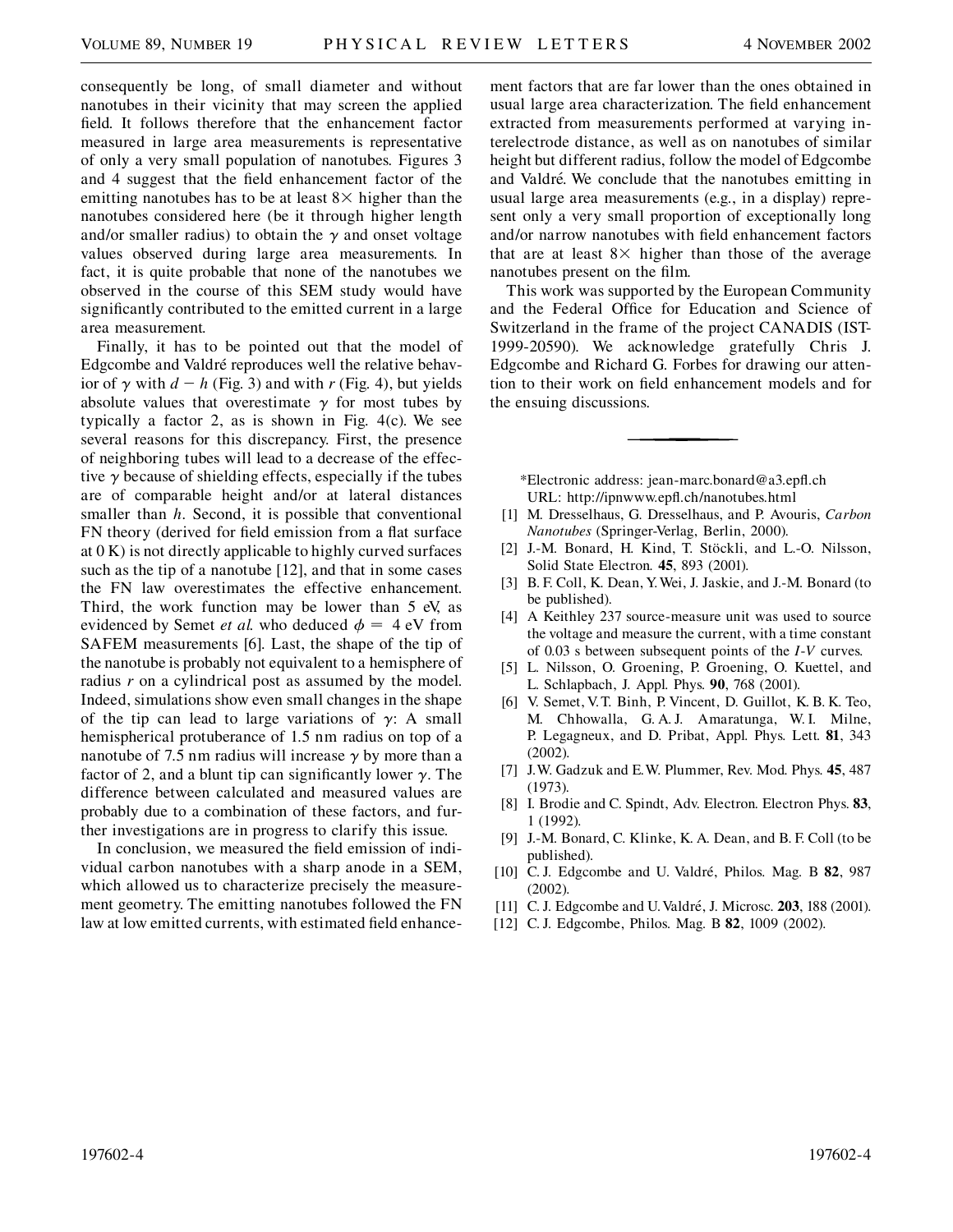consequently be long, of small diameter and without nanotubes in their vicinity that may screen the applied field. It follows therefore that the enhancement factor measured in large area measurements is representative of only a very small population of nanotubes. Figures 3 and 4 suggest that the field enhancement factor of the emitting nanotubes has to be at least $8\times$ higher than the nanotubes considered here (be it through higher length and/or smaller radius) to obtain the $\gamma$ and onset voltage values observed during large area measurements. In fact, it is quite probable that none of the nanotubes we observed in the course of this SEM study would have significantly contributed to the emitted current in a large area measurement.

Finally, it has to be pointed out that the model of Edgcombe and Valdré reproduces well the relative behavior of $\gamma$ with $d - h$ (Fig. 3) and with $r$ (Fig. 4), but yields absolute values that overestimate $\gamma$ for most tubes by typically a factor 2, as is shown in Fig. 4(c). We see several reasons for this discrepancy. First, the presence of neighboring tubes will lead to a decrease of the effective $\gamma$ because of shielding effects, especially if the tubes are of comparable height and/or at lateral distances smaller than $h$. Second, it is possible that conventional FN theory (derived for field emission from a flat surface at 0 K) is not directly applicable to highly curved surfaces such as the tip of a nanotube [12], and that in some cases the FN law overestimates the effective enhancement. Third, the work function may be lower than 5 eV, as evidenced by Semet *et al.* who deduced $\phi = 4$ eV from SAFEM measurements [6]. Last, the shape of the tip of the nanotube is probably not equivalent to a hemisphere of radius $r$ on a cylindrical post as assumed by the model. Indeed, simulations show even small changes in the shape of the tip can lead to large variations of $\gamma$: A small hemispherical protuberance of 1.5 nm radius on top of a nanotube of 7.5 nm radius will increase $\gamma$ by more than a factor of 2, and a blunt tip can significantly lower $\gamma$. The difference between calculated and measured values are probably due to a combination of these factors, and further investigations are in progress to clarify this issue.

In conclusion, we measured the field emission of individual carbon nanotubes with a sharp anode in a SEM, which allowed us to characterize precisely the measurement geometry. The emitting nanotubes followed the FN law at low emitted currents, with estimated field enhancement factors that are far lower than the ones obtained in usual large area characterization. The field enhancement extracted from measurements performed at varying interelectrode distance, as well as on nanotubes of similar height but different radius, follow the model of Edgcombe and Valdré. We conclude that the nanotubes emitting in usual large area measurements (e.g., in a display) represent only a very small proportion of exceptionally long and/or narrow nanotubes with field enhancement factors that are at least $8\times$ higher than those of the average nanotubes present on the film.

This work was supported by the European Community and the Federal Office for Education and Science of Switzerland in the frame of the project CANADIS (IST-1999-20590). We acknowledge gratefully Chris J. Edgcombe and Richard G. Forbes for drawing our attention to their work on field enhancement models and for the ensuing discussions.

---

*Electronic address: jean-marc.bonard@a3.epfl.ch
URL: http://ipnwww.epfl.ch/nanotubes.html

[1] M. Dresselhaus, G. Dresselhaus, and P. Avouris, *Carbon Nanotubes* (Springer-Verlag, Berlin, 2000).

[2] J.-M. Bonard, H. Kind, T. Stöckli, and L.-O. Nilsson, Solid State Electron. **45**, 893 (2001).

[3] B. F. Coll, K. Dean, Y. Wei, J. Jaskie, and J.-M. Bonard (to be published).

[4] A Keithley 237 source-measure unit was used to source the voltage and measure the current, with a time constant of 0.03 s between subsequent points of the *I-V* curves.

[5] L. Nilsson, O. Groening, P. Groening, O. Kuettel, and L. Schlapbach, J. Appl. Phys. **90**, 768 (2001).

[6] V. Semet, V. T. Binh, P. Vincent, D. Guillot, K. B. K. Teo, M. Chhowalla, G. A. J. Amaratunga, W. I. Milne, P. Legagneux, and D. Pribat, Appl. Phys. Lett. **81**, 343 (2002).

[7] J. W. Gadzuk and E. W. Plummer, Rev. Mod. Phys. **45**, 487 (1973).

[8] I. Brodie and C. Spindt, Adv. Electron. Electron Phys. **83**, 1 (1992).

[9] J.-M. Bonard, C. Klinke, K. A. Dean, and B. F. Coll (to be published).

[10] C. J. Edgcombe and U. Valdré, Philos. Mag. B **82**, 987 (2002).

[11] C. J. Edgcombe and U. Valdré, J. Microsc. **203**, 188 (2001).

[12] C. J. Edgcombe, Philos. Mag. B **82**, 1009 (2002).